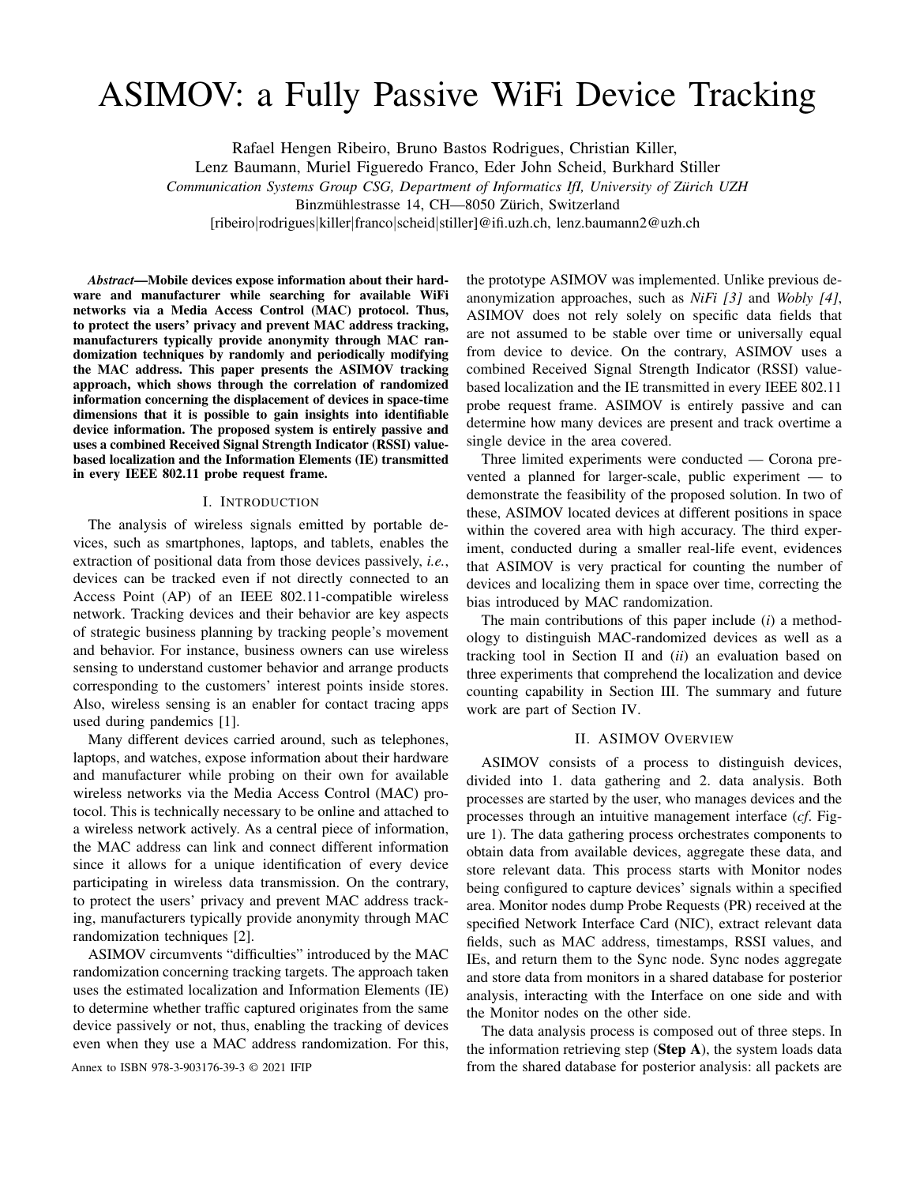# ASIMOV: a Fully Passive WiFi Device Tracking

Rafael Hengen Ribeiro, Bruno Bastos Rodrigues, Christian Killer, Lenz Baumann, Muriel Figueredo Franco, Eder John Scheid, Burkhard Stiller

*Communication Systems Group CSG, Department of Informatics IfI, University of Zürich UZH*

Binzmühlestrasse 14, CH—8050 Zürich, Switzerland

[ribeiro|rodrigues|killer|franco|scheid|stiller]@ifi.uzh.ch, lenz.baumann2@uzh.ch

***Abstract*—Mobile devices expose information about their hardware and manufacturer while searching for available WiFi networks via a Media Access Control (MAC) protocol. Thus, to protect the users' privacy and prevent MAC address tracking, manufacturers typically provide anonymity through MAC randomization techniques by randomly and periodically modifying the MAC address. This paper presents the ASIMOV tracking approach, which shows through the correlation of randomized information concerning the displacement of devices in space-time dimensions that it is possible to gain insights into identifiable device information. The proposed system is entirely passive and uses a combined Received Signal Strength Indicator (RSSI) value-based localization and the Information Elements (IE) transmitted in every IEEE 802.11 probe request frame.**

## I. Introduction

The analysis of wireless signals emitted by portable devices, such as smartphones, laptops, and tablets, enables the extraction of positional data from those devices passively, *i.e.*, devices can be tracked even if not directly connected to an Access Point (AP) of an IEEE 802.11-compatible wireless network. Tracking devices and their behavior are key aspects of strategic business planning by tracking people's movement and behavior. For instance, business owners can use wireless sensing to understand customer behavior and arrange products corresponding to the customers' interest points inside stores. Also, wireless sensing is an enabler for contact tracing apps used during pandemics [1].

Many different devices carried around, such as telephones, laptops, and watches, expose information about their hardware and manufacturer while probing on their own for available wireless networks via the Media Access Control (MAC) protocol. This is technically necessary to be online and attached to a wireless network actively. As a central piece of information, the MAC address can link and connect different information since it allows for a unique identification of every device participating in wireless data transmission. On the contrary, to protect the users' privacy and prevent MAC address tracking, manufacturers typically provide anonymity through MAC randomization techniques [2].

ASIMOV circumvents "difficulties" introduced by the MAC randomization concerning tracking targets. The approach taken uses the estimated localization and Information Elements (IE) to determine whether traffic captured originates from the same device passively or not, thus, enabling the tracking of devices even when they use a MAC address randomization. For this, the prototype ASIMOV was implemented. Unlike previous de-anonymization approaches, such as *NiFi [3]* and *Wobly [4]*, ASIMOV does not rely solely on specific data fields that are not assumed to be stable over time or universally equal from device to device. On the contrary, ASIMOV uses a combined Received Signal Strength Indicator (RSSI) value-based localization and the IE transmitted in every IEEE 802.11 probe request frame. ASIMOV is entirely passive and can determine how many devices are present and track overtime a single device in the area covered.

Three limited experiments were conducted — Corona prevented a planned for larger-scale, public experiment — to demonstrate the feasibility of the proposed solution. In two of these, ASIMOV located devices at different positions in space within the covered area with high accuracy. The third experiment, conducted during a smaller real-life event, evidences that ASIMOV is very practical for counting the number of devices and localizing them in space over time, correcting the bias introduced by MAC randomization.

The main contributions of this paper include (*i*) a methodology to distinguish MAC-randomized devices as well as a tracking tool in Section II and (*ii*) an evaluation based on three experiments that comprehend the localization and device counting capability in Section III. The summary and future work are part of Section IV.

## II. ASIMOV Overview

ASIMOV consists of a process to distinguish devices, divided into 1. data gathering and 2. data analysis. Both processes are started by the user, who manages devices and the processes through an intuitive management interface (*cf.* Figure 1). The data gathering process orchestrates components to obtain data from available devices, aggregate these data, and store relevant data. This process starts with Monitor nodes being configured to capture devices' signals within a specified area. Monitor nodes dump Probe Requests (PR) received at the specified Network Interface Card (NIC), extract relevant data fields, such as MAC address, timestamps, RSSI values, and IEs, and return them to the Sync node. Sync nodes aggregate and store data from monitors in a shared database for posterior analysis, interacting with the Interface on one side and with the Monitor nodes on the other side.

The data analysis process is composed out of three steps. In the information retrieving step (**Step A**), the system loads data from the shared database for posterior analysis: all packets are

Annex to ISBN 978-3-903176-39-3 © 2021 IFIP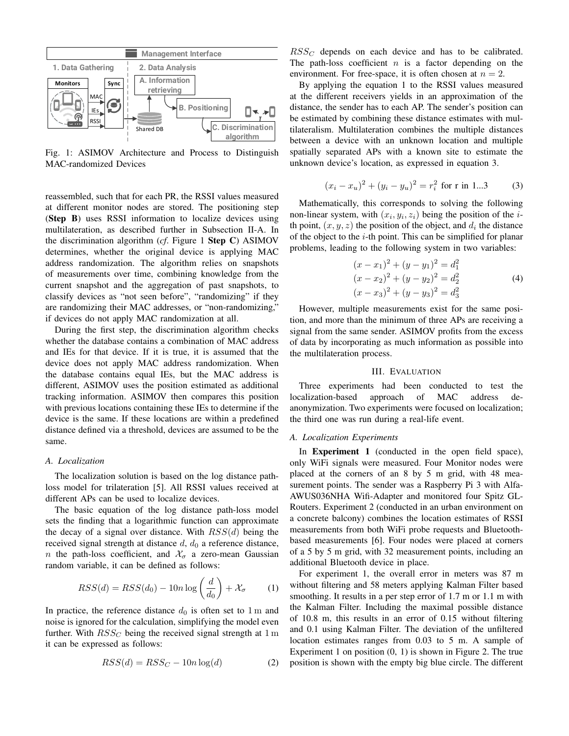Fig. 1: ASIMOV Architecture and Process to Distinguish MAC-randomized Devices

reassembled, such that for each PR, the RSSI values measured at different monitor nodes are stored. The positioning step (**Step B**) uses RSSI information to localize devices using multilateration, as described further in Subsection II-A. In the discrimination algorithm (*cf.* Figure 1 **Step C**) ASIMOV determines, whether the original device is applying MAC address randomization. The algorithm relies on snapshots of measurements over time, combining knowledge from the current snapshot and the aggregation of past snapshots, to classify devices as "not seen before", "randomizing" if they are randomizing their MAC addresses, or "non-randomizing," if devices do not apply MAC randomization at all.

During the first step, the discrimination algorithm checks whether the database contains a combination of MAC address and IEs for that device. If it is true, it is assumed that the device does not apply MAC address randomization. When the database contains equal IEs, but the MAC address is different, ASIMOV uses the position estimated as additional tracking information. ASIMOV then compares this position with previous locations containing these IEs to determine if the device is the same. If these locations are within a predefined distance defined via a threshold, devices are assumed to be the same.

### *A. Localization*

The localization solution is based on the log distance path-loss model for trilateration [5]. All RSSI values received at different APs can be used to localize devices.

The basic equation of the log distance path-loss model sets the finding that a logarithmic function can approximate the decay of a signal over distance. With $RSS(d)$ being the received signal strength at distance $d$, $d_0$ a reference distance, $n$ the path-loss coefficient, and $\mathcal{X}_\sigma$ a zero-mean Gaussian random variable, it can be defined as follows:

$$RSS(d) = RSS(d_0) - 10n \log\left(\frac{d}{d_0}\right) + \mathcal{X}_\sigma \tag{1}$$

In practice, the reference distance $d_0$ is often set to $1\,\mathrm{m}$ and noise is ignored for the calculation, simplifying the model even further. With $RSS_C$ being the received signal strength at $1\,\mathrm{m}$ it can be expressed as follows:

$$RSS(d) = RSS_C - 10n \log(d) \tag{2}$$

$RSS_C$ depends on each device and has to be calibrated. The path-loss coefficient $n$ is a factor depending on the environment. For free-space, it is often chosen at $n = 2$.

By applying the equation 1 to the RSSI values measured at the different receivers yields in an approximation of the distance, the sender has to each AP. The sender's position can be estimated by combining these distance estimates with multilateralism. Multilateration combines the multiple distances between a device with an unknown location and multiple spatially separated APs with a known site to estimate the unknown device's location, as expressed in equation 3.

$$(x_i - x_u)^2 + (y_i - y_u)^2 = r_i^2 \text{ for r in 1...3} \tag{3}$$

Mathematically, this corresponds to solving the following non-linear system, with $(x_i, y_i, z_i)$ being the position of the $i$-th point, $(x, y, z)$ the position of the object, and $d_i$ the distance of the object to the $i$-th point. This can be simplified for planar problems, leading to the following system in two variables:

$$\begin{aligned}
(x - x_1)^2 + (y - y_1)^2 &= d_1^2 \\
(x - x_2)^2 + (y - y_2)^2 &= d_2^2 \\
(x - x_3)^2 + (y - y_3)^2 &= d_3^2
\end{aligned} \tag{4}$$

However, multiple measurements exist for the same position, and more than the minimum of three APs are receiving a signal from the same sender. ASIMOV profits from the excess of data by incorporating as much information as possible into the multilateration process.

## III. Evaluation

Three experiments had been conducted to test the localization-based approach of MAC address de-anonymization. Two experiments were focused on localization; the third one was run during a real-life event.

### *A. Localization Experiments*

In **Experiment 1** (conducted in the open field space), only WiFi signals were measured. Four Monitor nodes were placed at the corners of an 8 by 5 m grid, with 48 measurement points. The sender was a Raspberry Pi 3 with Alfa-AWUS036NHA Wifi-Adapter and monitored four Spitz GL-Routers. Experiment 2 (conducted in an urban environment on a concrete balcony) combines the location estimates of RSSI measurements from both WiFi probe requests and Bluetooth-based measurements [6]. Four nodes were placed at corners of a 5 by 5 m grid, with 32 measurement points, including an additional Bluetooth device in place.

For experiment 1, the overall error in meters was 87 m without filtering and 58 meters applying Kalman Filter based smoothing. It results in a per step error of 1.7 m or 1.1 m with the Kalman Filter. Including the maximal possible distance of 10.8 m, this results in an error of 0.15 without filtering and 0.1 using Kalman Filter. The deviation of the unfiltered location estimates ranges from 0.03 to 5 m. A sample of Experiment 1 on position (0, 1) is shown in Figure 2. The true position is shown with the empty big blue circle. The different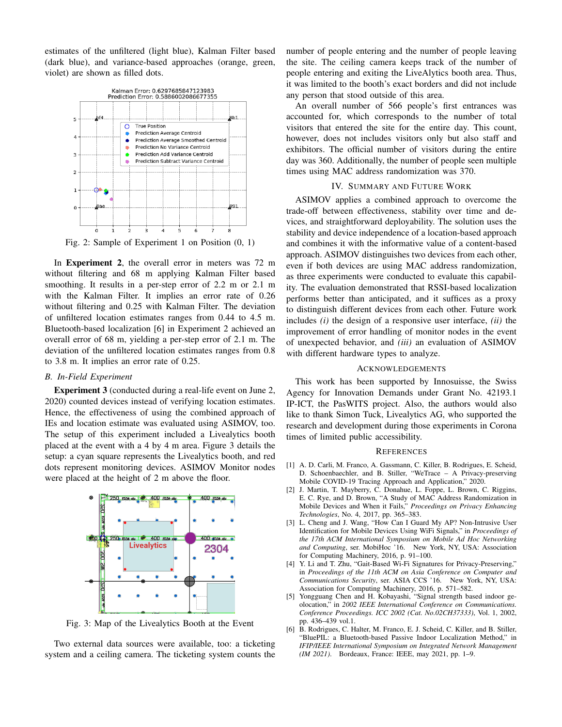estimates of the unfiltered (light blue), Kalman Filter based (dark blue), and variance-based approaches (orange, green, violet) are shown as filled dots.

Kalman Error: 0.6297685847123983
Prediction Error: 0.5886002086677355

True Position
Prediction Average Centroid
Prediction Average Smoothed Centroid
Prediction No Variance Centroid
Prediction Add Variance Centroid
Prediction Subtract Variance Centroid

bf4
8b1
8ae
891

Fig. 2: Sample of Experiment 1 on Position (0, 1)

In **Experiment 2**, the overall error in meters was 72 m without filtering and 68 m applying Kalman Filter based smoothing. It results in a per-step error of 2.2 m or 2.1 m with the Kalman Filter. It implies an error rate of 0.26 without filtering and 0.25 with Kalman Filter. The deviation of unfiltered location estimates ranges from 0.44 to 4.5 m. Bluetooth-based localization [6] in Experiment 2 achieved an overall error of 68 m, yielding a per-step error of 2.1 m. The deviation of the unfiltered location estimates ranges from 0.8 to 3.8 m. It implies an error rate of 0.25.

### B. In-Field Experiment

**Experiment 3** (conducted during a real-life event on June 2, 2020) counted devices instead of verifying location estimates. Hence, the effectiveness of using the combined approach of IEs and location estimate was evaluated using ASIMOV, too. The setup of this experiment included a Livealytics booth placed at the event with a 4 by 4 m area. Figure 3 details the setup: a cyan square represents the Livealytics booth, and red dots represent monitoring devices. ASIMOV Monitor nodes were placed at the height of 2 m above the floor.

Livealytics
2304

Fig. 3: Map of the Livealytics Booth at the Event

Two external data sources were available, too: a ticketing system and a ceiling camera. The ticketing system counts the number of people entering and the number of people leaving the site. The ceiling camera keeps track of the number of people entering and exiting the LiveAlytics booth area. Thus, it was limited to the booth's exact borders and did not include any person that stood outside of this area.

An overall number of 566 people's first entrances was accounted for, which corresponds to the number of total visitors that entered the site for the entire day. This count, however, does not includes visitors only but also staff and exhibitors. The official number of visitors during the entire day was 360. Additionally, the number of people seen multiple times using MAC address randomization was 370.

## IV. Summary and Future Work

ASIMOV applies a combined approach to overcome the trade-off between effectiveness, stability over time and devices, and straightforward deployability. The solution uses the stability and device independence of a location-based approach and combines it with the informative value of a content-based approach. ASIMOV distinguishes two devices from each other, even if both devices are using MAC address randomization, as three experiments were conducted to evaluate this capability. The evaluation demonstrated that RSSI-based localization performs better than anticipated, and it suffices as a proxy to distinguish different devices from each other. Future work includes *(i)* the design of a responsive user interface, *(ii)* the improvement of error handling of monitor nodes in the event of unexpected behavior, and *(iii)* an evaluation of ASIMOV with different hardware types to analyze.

## Acknowledgements

This work has been supported by Innosuisse, the Swiss Agency for Innovation Demands under Grant No. 42193.1 IP-ICT, the PasWITS project. Also, the authors would also like to thank Simon Tuck, Livealytics AG, who supported the research and development during those experiments in Corona times of limited public accessibility.

## References

[1] A. D. Carli, M. Franco, A. Gassmann, C. Killer, B. Rodrigues, E. Scheid, D. Schoenbaechler, and B. Stiller, "WeTrace – A Privacy-preserving Mobile COVID-19 Tracing Approach and Application," 2020.

[2] J. Martin, T. Mayberry, C. Donahue, L. Foppe, L. Brown, C. Riggins, E. C. Rye, and D. Brown, "A Study of MAC Address Randomization in Mobile Devices and When it Fails," *Proceedings on Privacy Enhancing Technologies*, No. 4, 2017, pp. 365–383.

[3] L. Cheng and J. Wang, "How Can I Guard My AP? Non-Intrusive User Identification for Mobile Devices Using WiFi Signals," in *Proceedings of the 17th ACM International Symposium on Mobile Ad Hoc Networking and Computing*, ser. MobiHoc '16. New York, NY, USA: Association for Computing Machinery, 2016, p. 91–100.

[4] Y. Li and T. Zhu, "Gait-Based Wi-Fi Signatures for Privacy-Preserving," in *Proceedings of the 11th ACM on Asia Conference on Computer and Communications Security*, ser. ASIA CCS '16. New York, NY, USA: Association for Computing Machinery, 2016, p. 571–582.

[5] Yongguang Chen and H. Kobayashi, "Signal strength based indoor geolocation," in *2002 IEEE International Conference on Communications. Conference Proceedings. ICC 2002 (Cat. No.02CH37333)*, Vol. 1, 2002, pp. 436–439 vol.1.

[6] B. Rodrigues, C. Halter, M. Franco, E. J. Scheid, C. Killer, and B. Stiller, "BluePIL: a Bluetooth-based Passive Indoor Localization Method," in *IFIP/IEEE International Symposium on Integrated Network Management (IM 2021)*. Bordeaux, France: IEEE, may 2021, pp. 1–9.